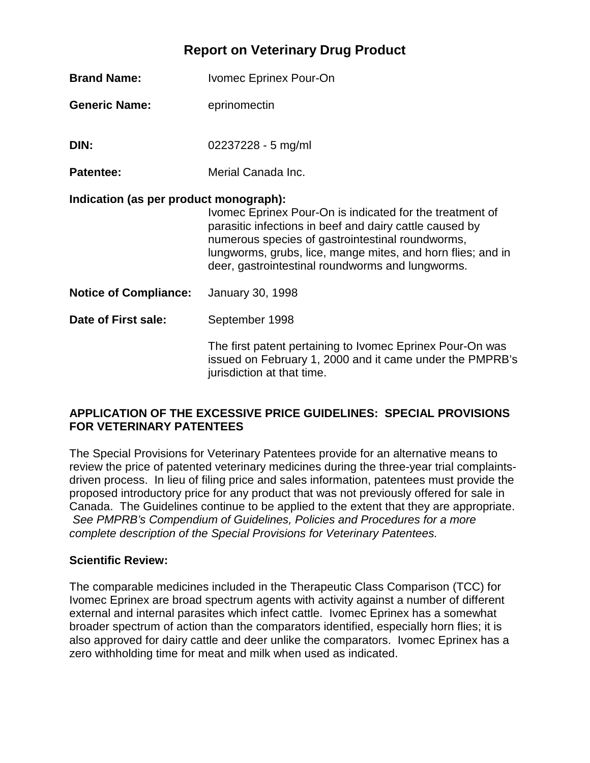# Report on Veterinary Drug Product

**Brand Name:** Ivomec Eprinex Pour-On

**Generic Name:** eprinomectin

**DIN:** 02237228 - 5 mg/ml

**Patentee:** Merial Canada Inc.

**Indication (as per product monograph):**
Ivomec Eprinex Pour-On is indicated for the treatment of parasitic infections in beef and dairy cattle caused by numerous species of gastrointestinal roundworms, lungworms, grubs, lice, mange mites, and horn flies; and in deer, gastrointestinal roundworms and lungworms.

**Notice of Compliance:** January 30, 1998

**Date of First sale:** September 1998

The first patent pertaining to Ivomec Eprinex Pour-On was issued on February 1, 2000 and it came under the PMPRB's jurisdiction at that time.

## APPLICATION OF THE EXCESSIVE PRICE GUIDELINES: SPECIAL PROVISIONS FOR VETERINARY PATENTEES

The Special Provisions for Veterinary Patentees provide for an alternative means to review the price of patented veterinary medicines during the three-year trial complaints-driven process. In lieu of filing price and sales information, patentees must provide the proposed introductory price for any product that was not previously offered for sale in Canada. The Guidelines continue to be applied to the extent that they are appropriate. *See PMPRB's Compendium of Guidelines, Policies and Procedures for a more complete description of the Special Provisions for Veterinary Patentees.*

### Scientific Review:

The comparable medicines included in the Therapeutic Class Comparison (TCC) for Ivomec Eprinex are broad spectrum agents with activity against a number of different external and internal parasites which infect cattle. Ivomec Eprinex has a somewhat broader spectrum of action than the comparators identified, especially horn flies; it is also approved for dairy cattle and deer unlike the comparators. Ivomec Eprinex has a zero withholding time for meat and milk when used as indicated.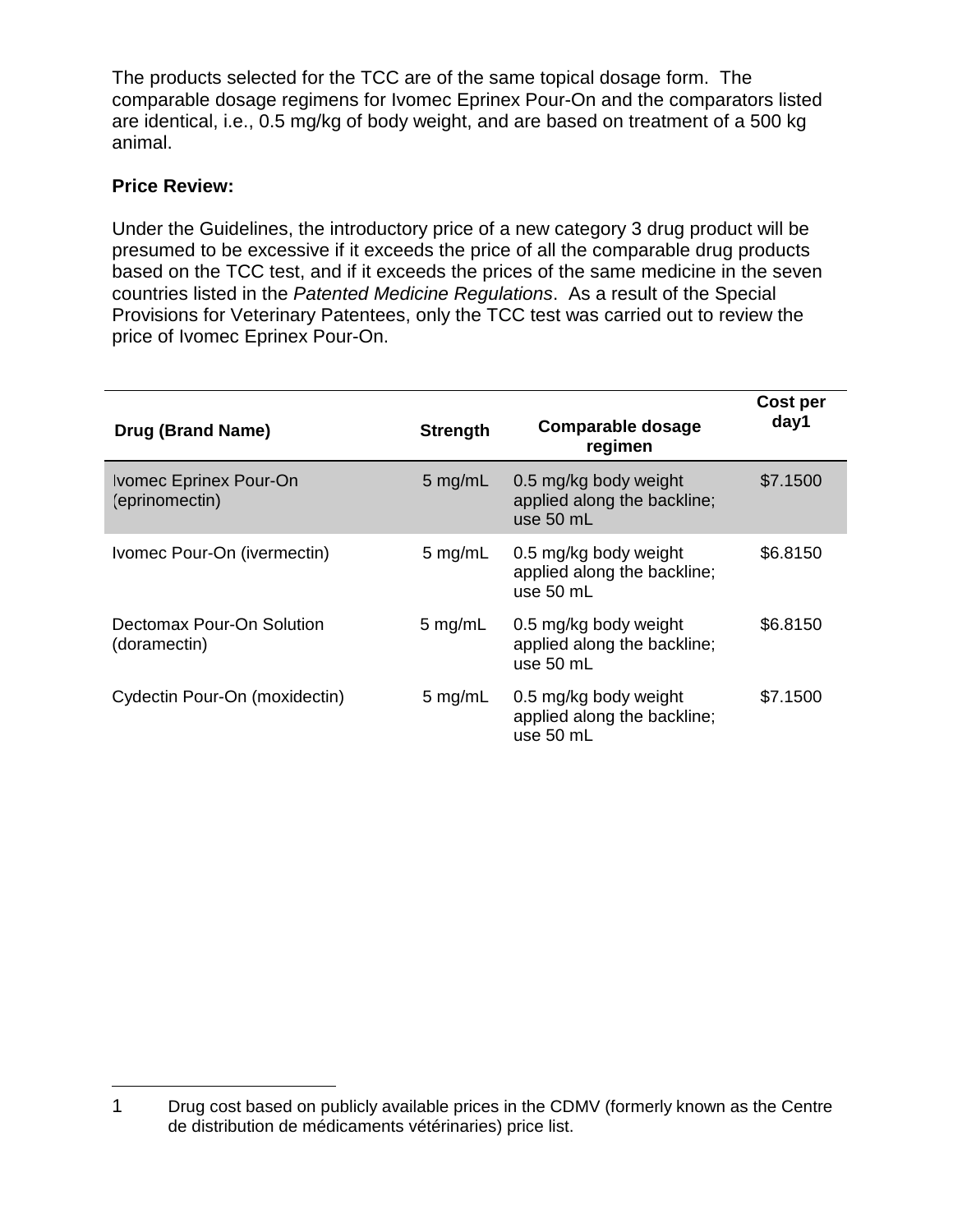The products selected for the TCC are of the same topical dosage form. The comparable dosage regimens for Ivomec Eprinex Pour-On and the comparators listed are identical, i.e., 0.5 mg/kg of body weight, and are based on treatment of a 500 kg animal.

**Price Review:**

Under the Guidelines, the introductory price of a new category 3 drug product will be presumed to be excessive if it exceeds the price of all the comparable drug products based on the TCC test, and if it exceeds the prices of the same medicine in the seven countries listed in the *Patented Medicine Regulations*. As a result of the Special Provisions for Veterinary Patentees, only the TCC test was carried out to review the price of Ivomec Eprinex Pour-On.

| Drug (Brand Name) | Strength | Comparable dosage regimen | Cost per day[1] |
|---|---|---|---|
| Ivomec Eprinex Pour-On (eprinomectin) | 5 mg/mL | 0.5 mg/kg body weight applied along the backline; use 50 mL | $7.1500 |
| Ivomec Pour-On (ivermectin) | 5 mg/mL | 0.5 mg/kg body weight applied along the backline; use 50 mL | $6.8150 |
| Dectomax Pour-On Solution (doramectin) | 5 mg/mL | 0.5 mg/kg body weight applied along the backline; use 50 mL | $6.8150 |
| Cydectin Pour-On (moxidectin) | 5 mg/mL | 0.5 mg/kg body weight applied along the backline; use 50 mL | $7.1500 |

1 Drug cost based on publicly available prices in the CDMV (formerly known as the Centre de distribution de médicaments vétérinaries) price list.